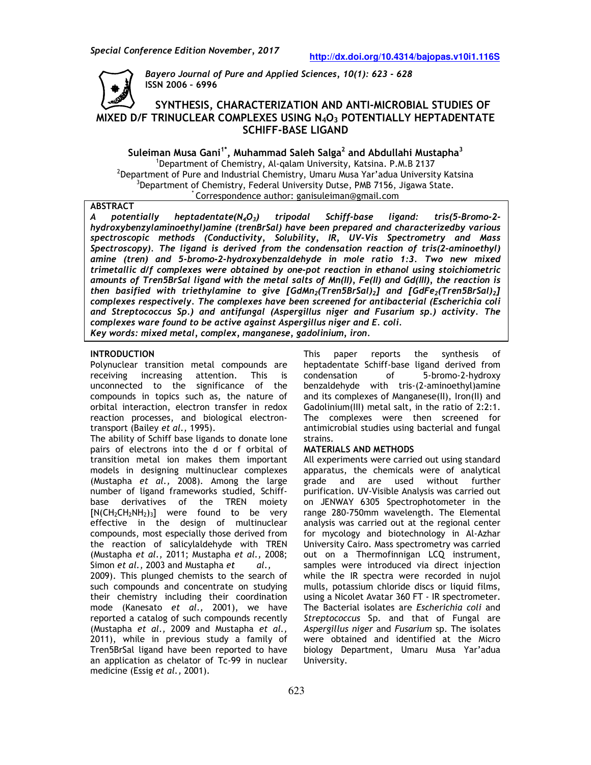# SYNTHESIS, CHARACTERIZATION AND ANTI-MICROBIAL STUDIES OF MIXED D/F TRINUCLEAR COMPLEXES USING $N_4O_3$ POTENTIALLY HEPTADENTATE SCHIFF-BASE LIGAND

**Suleiman Musa Gani[1*], Muhammad Saleh Salga[2] and Abdullahi Mustapha[3]**

[1]Department of Chemistry, Al-qalam University, Katsina. P.M.B 2137
[2]Department of Pure and Industrial Chemistry, Umaru Musa Yar'adua University Katsina
[3]Department of Chemistry, Federal University Dutse, PMB 7156, Jigawa State.
[*]Correspondence author: ganisuleiman@gmail.com

## ABSTRACT

*A potentially heptadentate($N_4O_3$) tripodal Schiff-base ligand: tris(5-Bromo-2-hydroxybenzylaminoethyl)amine (trenBrSal) have been prepared and characterizedby various spectroscopic methods (Conductivity, Solubility, IR, UV-Vis Spectrometry and Mass Spectroscopy). The ligand is derived from the condensation reaction of tris(2-aminoethyl) amine (tren) and 5-bromo-2-hydroxybenzaldehyde in mole ratio 1:3. Two new mixed trimetallic d/f complexes were obtained by one-pot reaction in ethanol using stoichiometric amounts of Tren5BrSal ligand with the metal salts of Mn(II), Fe(II) and Gd(III), the reaction is then basified with triethylamine to give [GdMn<sub>2</sub>(Tren5BrSal)<sub>2</sub>] and [GdFe<sub>2</sub>(Tren5BrSal)<sub>2</sub>] complexes respectively. The complexes have been screened for antibacterial (Escherichia coli and Streptococcus Sp.) and antifungal (Aspergillus niger and Fusarium sp.) activity. The complexes ware found to be active against Aspergillus niger and E. coli.*

*Key words: mixed metal, complex, manganese, gadolinium, iron.*

## INTRODUCTION

Polynuclear transition metal compounds are receiving increasing attention. This is unconnected to the significance of the compounds in topics such as, the nature of orbital interaction, electron transfer in redox reaction processes, and biological electron-transport (Bailey *et al.,* 1995).

The ability of Schiff base ligands to donate lone pairs of electrons into the d or f orbital of transition metal ion makes them important models in designing multinuclear complexes (Mustapha *et al.,* 2008). Among the large number of ligand frameworks studied, Schiff-base derivatives of the TREN moiety $[N(CH_2CH_2NH_2)_3]$ were found to be very effective in the design of multinuclear compounds, most especially those derived from the reaction of salicylaldehyde with TREN (Mustapha *et al.,* 2011; Mustapha *et al.,* 2008; Simon *et al.,* 2003 and Mustapha *et al.,* 2009). This plunged chemists to the search of such compounds and concentrate on studying their chemistry including their coordination mode (Kanesato *et al.,* 2001), we have reported a catalog of such compounds recently (Mustapha *et al.,* 2009 and Mustapha *et al.,* 2011), while in previous study a family of Tren5BrSal ligand have been reported to have an application as chelator of Tc-99 in nuclear medicine (Essig *et al.,* 2001).

This paper reports the synthesis of heptadentate Schiff-base ligand derived from condensation of 5-bromo-2-hydroxy benzaldehyde with tris-(2-aminoethyl)amine and its complexes of Manganese(II), Iron(II) and Gadolinium(III) metal salt, in the ratio of 2:2:1. The complexes were then screened for antimicrobial studies using bacterial and fungal strains.

## MATERIALS AND METHODS

All experiments were carried out using standard apparatus, the chemicals were of analytical grade and are used without further purification. UV-Visible Analysis was carried out on JENWAY 6305 Spectrophotometer in the range 280-750mm wavelength. The Elemental analysis was carried out at the regional center for mycology and biotechnology in Al-Azhar University Cairo. Mass spectrometry was carried out on a Thermofinnigan LCQ instrument, samples were introduced via direct injection while the IR spectra were recorded in nujol mulls, potassium chloride discs or liquid films, using a Nicolet Avatar 360 FT - IR spectrometer. The Bacterial isolates are *Escherichia coli* and *Streptococcus* Sp. and that of Fungal are *Aspergillus niger* and *Fusarium* sp. The isolates were obtained and identified at the Micro biology Department, Umaru Musa Yar'adua University.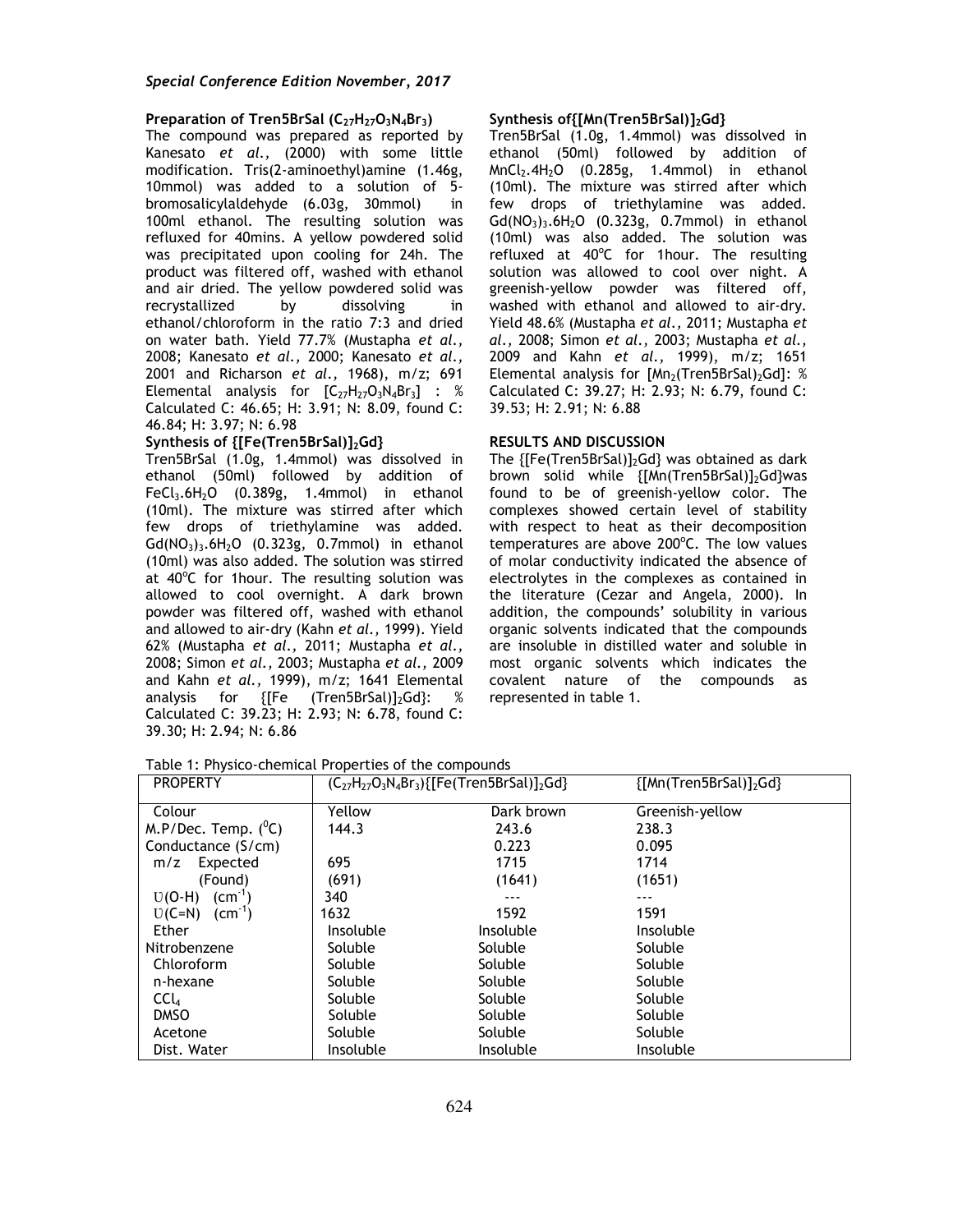### Preparation of Tren5BrSal ($C_{27}H_{27}O_3N_4Br_3$)

The compound was prepared as reported by Kanesato *et al.,* (2000) with some little modification. Tris(2-aminoethyl)amine (1.46g, 10mmol) was added to a solution of 5-bromosalicylaldehyde (6.03g, 30mmol) in 100ml ethanol. The resulting solution was refluxed for 40mins. A yellow powdered solid was precipitated upon cooling for 24h. The product was filtered off, washed with ethanol and air dried. The yellow powdered solid was recrystallized by dissolving in ethanol/chloroform in the ratio 7:3 and dried on water bath. Yield 77.7% (Mustapha *et al.,* 2008; Kanesato *et al.,* 2000; Kanesato *et al.,* 2001 and Richarson *et al.,* 1968), m/z; 691 Elemental analysis for [$C_{27}H_{27}O_3N_4Br_3$] : % Calculated C: 46.65; H: 3.91; N: 8.09, found C: 46.84; H: 3.97; N: 6.98

### Synthesis of {[Fe(Tren5BrSal)]$_2$Gd}

Tren5BrSal (1.0g, 1.4mmol) was dissolved in ethanol (50ml) followed by addition of $FeCl_3.6H_2O$ (0.389g, 1.4mmol) in ethanol (10ml). The mixture was stirred after which few drops of triethylamine was added. $Gd(NO_3)_3.6H_2O$ (0.323g, 0.7mmol) in ethanol (10ml) was also added. The solution was stirred at 40$^o$C for 1hour. The resulting solution was allowed to cool overnight. A dark brown powder was filtered off, washed with ethanol and allowed to air-dry (Kahn *et al.,* 1999). Yield 62% (Mustapha *et al.,* 2011; Mustapha *et al.,* 2008; Simon *et al.,* 2003; Mustapha *et al.,* 2009 and Kahn *et al.,* 1999), m/z; 1641 Elemental analysis for {[Fe (Tren5BrSal)]$_2$Gd}: % Calculated C: 39.23; H: 2.93; N: 6.78, found C: 39.30; H: 2.94; N: 6.86

### Synthesis of{[Mn(Tren5BrSal)]$_2$Gd}

Tren5BrSal (1.0g, 1.4mmol) was dissolved in ethanol (50ml) followed by addition of $MnCl_2.4H_2O$ (0.285g, 1.4mmol) in ethanol (10ml). The mixture was stirred after which few drops of triethylamine was added. $Gd(NO_3)_3.6H_2O$ (0.323g, 0.7mmol) in ethanol (10ml) was also added. The solution was refluxed at 40$^o$C for 1hour. The resulting solution was allowed to cool over night. A greenish-yellow powder was filtered off, washed with ethanol and allowed to air-dry. Yield 48.6% (Mustapha *et al.,* 2011; Mustapha *et al.,* 2008; Simon *et al.,* 2003; Mustapha *et al.,* 2009 and Kahn *et al.,* 1999), m/z; 1651 Elemental analysis for [Mn$_2$(Tren5BrSal)$_2$Gd]: % Calculated C: 39.27; H: 2.93; N: 6.79, found C: 39.53; H: 2.91; N: 6.88

## RESULTS AND DISCUSSION

The {[Fe(Tren5BrSal)]$_2$Gd} was obtained as dark brown solid while {[Mn(Tren5BrSal)]$_2$Gd}was found to be of greenish-yellow color. The complexes showed certain level of stability with respect to heat as their decomposition temperatures are above 200$^o$C. The low values of molar conductivity indicated the absence of electrolytes in the complexes as contained in the literature (Cezar and Angela, 2000). In addition, the compounds' solubility in various organic solvents indicated that the compounds are insoluble in distilled water and soluble in most organic solvents which indicates the covalent nature of the compounds as represented in table 1.

Table 1: Physico-chemical Properties of the compounds

| PROPERTY | ($C_{27}H_{27}O_3N_4Br_3$) | {[Fe(Tren5BrSal)]$_2$Gd} | {[Mn(Tren5BrSal)]$_2$Gd} |
|---|---|---|---|
| Colour | Yellow | Dark brown | Greenish-yellow |
| M.P/Dec. Temp. ($^0$C) | 144.3 | 243.6 | 238.3 |
| Conductance (S/cm) | | 0.223 | 0.095 |
| m/z Expected | 695 | 1715 | 1714 |
| (Found) | (691) | (1641) | (1651) |
| $\upsilon$(O-H) (cm$^{-1}$) | 340 | --- | --- |
| $\upsilon$(C=N) (cm$^{-1}$) | 1632 | 1592 | 1591 |
| Ether | Insoluble | Insoluble | Insoluble |
| Nitrobenzene | Soluble | Soluble | Soluble |
| Chloroform | Soluble | Soluble | Soluble |
| n-hexane | Soluble | Soluble | Soluble |
| $CCl_4$ | Soluble | Soluble | Soluble |
| DMSO | Soluble | Soluble | Soluble |
| Acetone | Soluble | Soluble | Soluble |
| Dist. Water | Insoluble | Insoluble | Insoluble |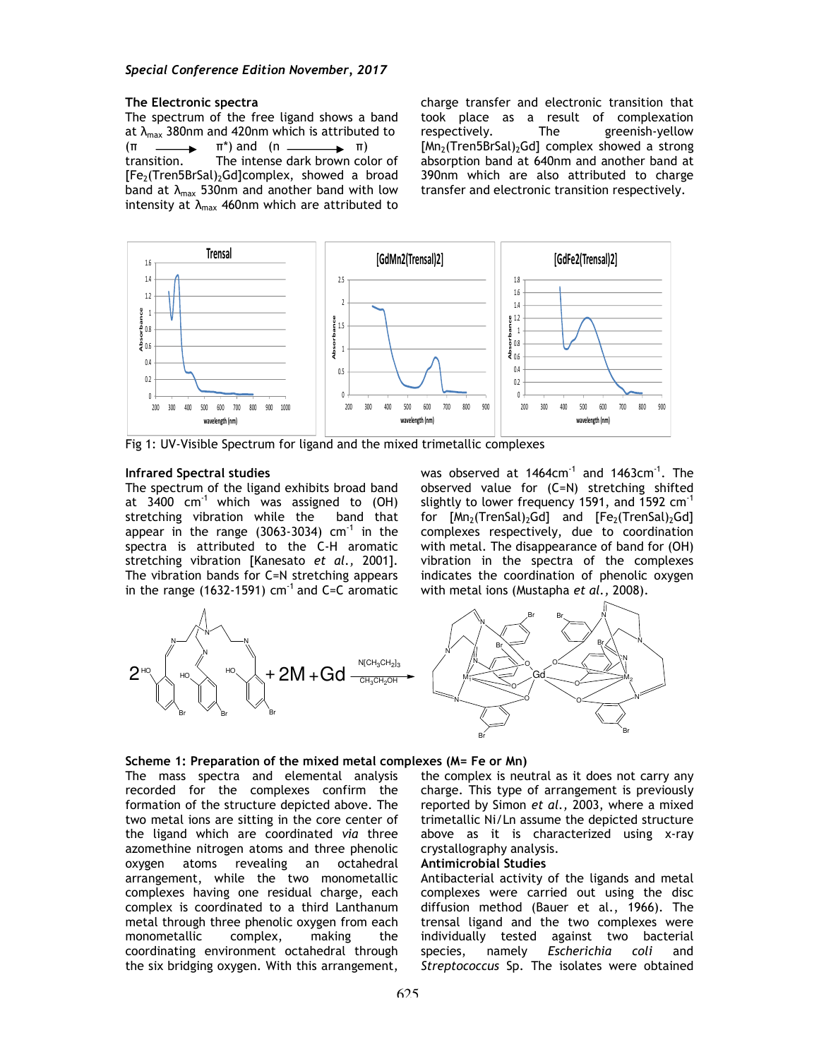### The Electronic spectra

The spectrum of the free ligand shows a band at $\lambda_{max}$ 380nm and 420nm which is attributed to ($\pi \longrightarrow \pi^*$) and ($n \longrightarrow \pi$) transition. The intense dark brown color of $[Fe_2(Tren5BrSal)_2Gd]$complex, showed a broad band at $\lambda_{max}$ 530nm and another band with low intensity at $\lambda_{max}$ 460nm which are attributed to charge transfer and electronic transition that took place as a result of complexation respectively. The greenish-yellow $[Mn_2(Tren5BrSal)_2Gd]$ complex showed a strong absorption band at 640nm and another band at 390nm which are also attributed to charge transfer and electronic transition respectively.

Fig 1: UV-Visible Spectrum for ligand and the mixed trimetallic complexes

### Infrared Spectral studies

The spectrum of the ligand exhibits broad band at 3400 $cm^{-1}$ which was assigned to (OH) stretching vibration while the band that appear in the range (3063-3034) $cm^{-1}$ in the spectra is attributed to the C-H aromatic stretching vibration [Kanesato *et al.,* 2001]. The vibration bands for C=N stretching appears in the range (1632-1591) $cm^{-1}$ and C=C aromatic was observed at 1464$cm^{-1}$ and 1463$cm^{-1}$. The observed value for (C=N) stretching shifted slightly to lower frequency 1591, and 1592 $cm^{-1}$ for $[Mn_2(TrenSal)_2Gd]$ and $[Fe_2(TrenSal)_2Gd]$ complexes respectively, due to coordination with metal. The disappearance of band for (OH) vibration in the spectra of the complexes indicates the coordination of phenolic oxygen with metal ions (Mustapha *et al.,* 2008).

**Scheme 1: Preparation of the mixed metal complexes (M= Fe or Mn)**

The mass spectra and elemental analysis recorded for the complexes confirm the formation of the structure depicted above. The two metal ions are sitting in the core center of the ligand which are coordinated *via* three azomethine nitrogen atoms and three phenolic oxygen atoms revealing an octahedral arrangement, while the two monometallic complexes having one residual charge, each complex is coordinated to a third Lanthanum metal through three phenolic oxygen from each monometallic complex, making the coordinating environment octahedral through the six bridging oxygen. With this arrangement, the complex is neutral as it does not carry any charge. This type of arrangement is previously reported by Simon *et al.,* 2003, where a mixed trimetallic Ni/Ln assume the depicted structure above as it is characterized using x-ray crystallography analysis.

### Antimicrobial Studies

Antibacterial activity of the ligands and metal complexes were carried out using the disc diffusion method (Bauer et al., 1966). The trensal ligand and the two complexes were individually tested against two bacterial species, namely *Escherichia coli* and *Streptococcus* Sp. The isolates were obtained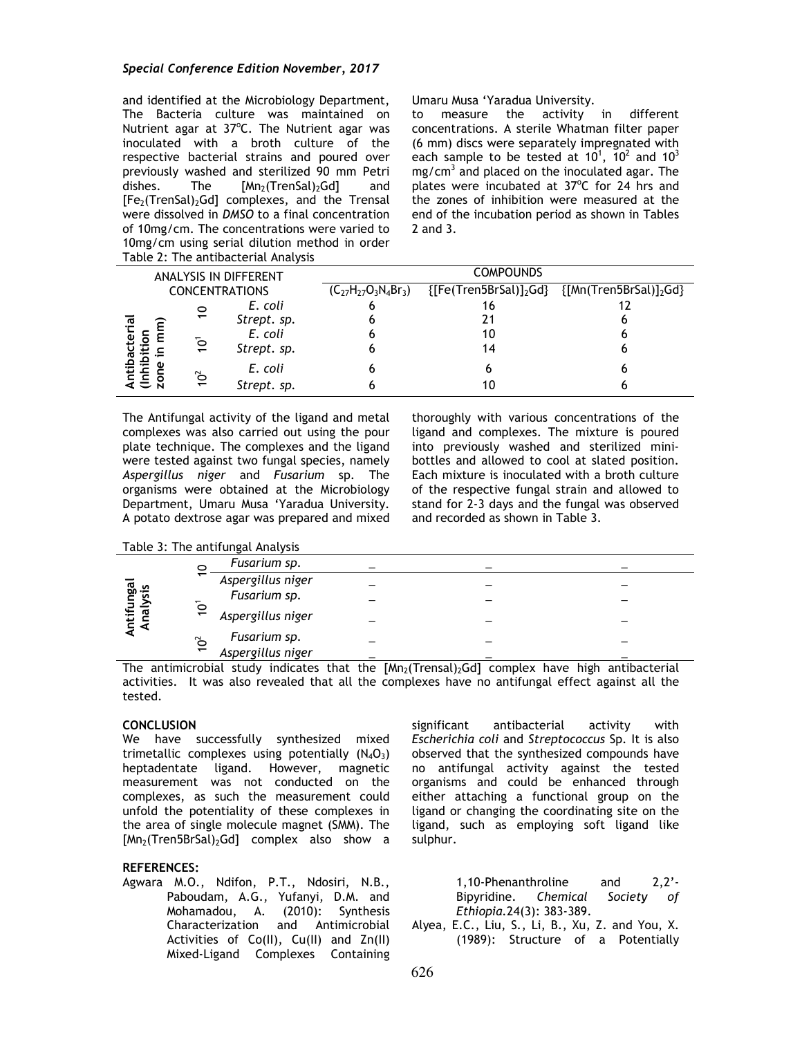and identified at the Microbiology Department, The Bacteria culture was maintained on Nutrient agar at 37°C. The Nutrient agar was inoculated with a broth culture of the respective bacterial strains and poured over previously washed and sterilized 90 mm Petri dishes. The $[Mn_2(TrenSal)_2Gd]$ and $[Fe_2(TrenSal)_2Gd]$ complexes, and the Trensal were dissolved in *DMSO* to a final concentration of 10mg/cm. The concentrations were varied to 10mg/cm using serial dilution method in order to measure the activity in different concentrations. A sterile Whatman filter paper (6 mm) discs were separately impregnated with each sample to be tested at $10^1$, $10^2$ and $10^3$ mg/cm$^3$ and placed on the inoculated agar. The plates were incubated at 37°C for 24 hrs and the zones of inhibition were measured at the end of the incubation period as shown in Tables 2 and 3.

Umaru Musa 'Yaradua University.

Table 2: The antibacterial Analysis

| ANALYSIS IN DIFFERENT CONCENTRATIONS | | | COMPOUNDS | | |
|---|---|---|---|---|---|
| | | | $(C_{27}H_{27}O_3N_4Br_3)$ | $\{[Fe(Tren5BrSal)]_2Gd\}$ | $\{[Mn(Tren5BrSal)]_2Gd\}$ |
| Antibacterial (Inhibition zone in mm) | 10 | *E. coli* | 6 | 16 | 12 |
| | | *Strept. sp.* | 6 | 21 | 6 |
| | $10^1$ | *E. coli* | 6 | 10 | 6 |
| | | *Strept. sp.* | 6 | 14 | 6 |
| | $10^2$ | *E. coli* | 6 | 6 | 6 |
| | | *Strept. sp.* | 6 | 10 | 6 |

The Antifungal activity of the ligand and metal complexes was also carried out using the pour plate technique. The complexes and the ligand were tested against two fungal species, namely *Aspergillus niger* and *Fusarium* sp. The organisms were obtained at the Microbiology Department, Umaru Musa 'Yaradua University. A potato dextrose agar was prepared and mixed thoroughly with various concentrations of the ligand and complexes. The mixture is poured into previously washed and sterilized mini-bottles and allowed to cool at slated position. Each mixture is inoculated with a broth culture of the respective fungal strain and allowed to stand for 2-3 days and the fungal was observed and recorded as shown in Table 3.

Table 3: The antifungal Analysis

| | | | | | |
|---|---|---|---|---|---|
| Antifungal Analysis | 10 | *Fusarium sp.* | – | – | – |
| | | *Aspergillus niger* | – | – | – |
| | $10^1$ | *Fusarium sp.* | – | – | – |
| | | *Aspergillus niger* | – | – | – |
| | $10^2$ | *Fusarium sp.* | – | – | – |
| | | *Aspergillus niger* | – | – | – |

The antimicrobial study indicates that the $[Mn_2(Trensal)_2Gd]$ complex have high antibacterial activities. It was also revealed that all the complexes have no antifungal effect against all the tested.

**CONCLUSION**

We have successfully synthesized mixed trimetallic complexes using potentially $(N_4O_3)$ heptadentate ligand. However, magnetic measurement was not conducted on the complexes, as such the measurement could unfold the potentiality of these complexes in the area of single molecule magnet (SMM). The $[Mn_2(Tren5BrSal)_2Gd]$ complex also show a significant antibacterial activity with *Escherichia coli* and *Streptococcus* Sp. It is also observed that the synthesized compounds have no antifungal activity against the tested organisms and could be enhanced through either attaching a functional group on the ligand or changing the coordinating site on the ligand, such as employing soft ligand like sulphur.

**REFERENCES:**

Agwara M.O., Ndifon, P.T., Ndosiri, N.B., Paboudam, A.G., Yufanyi, D.M. and Mohamadou, A. (2010): Synthesis Characterization and Antimicrobial Activities of Co(II), Cu(II) and Zn(II) Mixed-Ligand Complexes Containing 1,10-Phenanthroline and 2,2'-Bipyridine. *Chemical Society of Ethiopia.*24(3): 383-389.

Alyea, E.C., Liu, S., Li, B., Xu, Z. and You, X. (1989): Structure of a Potentially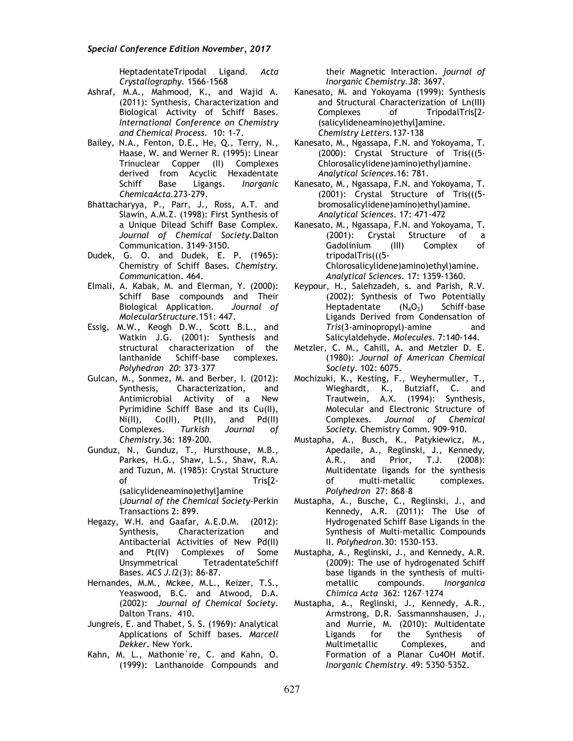HeptadentateTripodal Ligand. *Acta Crystallography.* 1566-1568

Ashraf, M.A., Mahmood, K., and Wajid A. (2011): Synthesis, Characterization and Biological Activity of Schiff Bases. *International Conference on Chemistry and Chemical Process.* 10: 1-7.

Bailey, N.A., Fenton, D.E., He, Q., Terry, N., Haase, W. and Werner R. (1995): Linear Trinuclear Copper (II) Complexes derived from Acyclic Hexadentate Schiff Base Ligangs. *Inorganic ChemicaActa.*273-279.

Bhattacharyya, P., Parr, J., Ross, A.T. and Slawin, A.M.Z. (1998): First Synthesis of a Unique Dilead Schiff Base Complex. *Journal of Chemical Society.*Dalton Communication. 3149-3150.

Dudek, G. O. and Dudek, E. P. (1965): Chemistry of Schiff Bases. *Chemistry. Communication.* 464.

Elmali, A. Kabak, M. and Elerman, Y. (2000): Schiff Base compounds and Their Biological Application. *Journal of MolecularStructure.*151: 447.

Essig, M.W., Keogh D.W., Scott B.L., and Watkin J.G. (2001): Synthesis and structural characterization of the lanthanide Schiff-base complexes. *Polyhedron 20*: 373–377

Gulcan, M., Sonmez, M. and Berber, I. (2012): Synthesis, Characterization, and Antimicrobial Activity of a New Pyrimidine Schiff Base and its Cu(II), Ni(II), Co(II), Pt(II), and Pd(II) Complexes. *Turkish Journal of Chemistry.*36: 189-200.

Gunduz, N., Gunduz, T., Hursthouse, M.B., Parkes, H.G., Shaw, L.S., Shaw, R.A. and Tuzun, M. (1985): Crystal Structure of Tris[2-(salicylideneamino)ethyl]amine (*Journal of the Chemical Society*-Perkin Transactions 2: 899.

Hegazy, W.H. and Gaafar, A.E.D.M. (2012): Synthesis, Characterization and Antibacterial Activities of New Pd(II) and Pt(IV) Complexes of Some Unsymmetrical TetradentateSchiff Bases. *ACS J.l*2(3): 86-87.

Hernandes, M.M., Mckee, M.L., Keizer, T.S., Yeaswood, B.C. and Atwood, D.A. (2002): *Journal of Chemical Society.* Dalton Trans. 410.

Jungreis, E. and Thabet, S. S. (1969): Analytical Applications of Schiff bases. *Marcell Dekker.* New York.

Kahn, M. L., Mathonie`re, C. and Kahn, O. (1999): Lanthanoide Compounds and their Magnetic Interaction. *journal of Inorganic Chemistry.38*: 3697.

Kanesato, M. and Yokoyama (1999): Synthesis and Structural Characterization of Ln(III) Complexes of TripodalTris[2-(salicylideneamino)ethyl]amine. *Chemistry Letters.*137-138

Kanesato, M., Ngassapa, F.N. and Yokoyama, T. (2000): Crystal Structure of Tris(((5-Chlorosalicylidene)amino)ethyl)amine. *Analytical Sciences.*16: 781.

Kanesato, M., Ngassapa, F.N. and Yokoyama, T. (2001): Crystal Structure of Tris(((5-bromosalicylidene)amino)ethyl)amine. *Analytical Sciences.* 17: 471-472

Kanesato, M., Ngassapa, F.N. and Yokoyama, T. (2001): Crystal Structure of a Gadolinium (III) Complex of tripodalTris(((5-Chlorosalicylidene)amino)ethyl)amine. *Analytical Sciences.* 17: 1359-1360.

Keypour, H., Salehzadeh, s. and Parish, R.V. (2002): Synthesis of Two Potentially Heptadentate ($N_4O_3$) Schiff-base Ligands Derived from Condensation of *Tris*(3-aminopropyl)-amine and Salicylaldehyde. *Molecules.* 7:140-144.

Metzler, C. M., Cahill, A. and Metzler D. E. (1980): *Journal of American Chemical Society.* 102: 6075.

Mochizuki, K., Kesting, F., Weyhermuller, T., Wieghardt, K., Butziaff, C. and Trautwein, A.X. (1994): Synthesis, Molecular and Electronic Structure of Complexes. *Journal of Chemical Society.* Chemistry Comm. 909-910.

Mustapha, A., Busch, K., Patykiewicz, M., Apedaile, A., Reglinski, J., Kennedy, A.R., and Prior, T.J. (2008): Multidentate ligands for the synthesis of multi-metallic complexes. *Polyhedron* 27: 868–8

Mustapha, A., Busche, C., Reglinski, J., and Kennedy, A.R. (2011): The Use of Hydrogenated Schiff Base Ligands in the Synthesis of Multi-metallic Compounds II. *Polyhedron.*30: 1530-153.

Mustapha, A., Reglinski, J., and Kennedy, A.R. (2009): The use of hydrogenated Schiff base ligands in the synthesis of multi-metallic compounds. *Inorganica Chimica Acta* 362: 1267–1274

Mustapha, A., Reglinski, J., Kennedy, A.R., Armstrong, D.R. Sassmannshausen, J., and Murrie, M. (2010): Multidentate Ligands for the Synthesis of Multimetallic Complexes, and Formation of a Planar Cu4OH Motif. *Inorganic Chemistry.* 49: 5350–5352.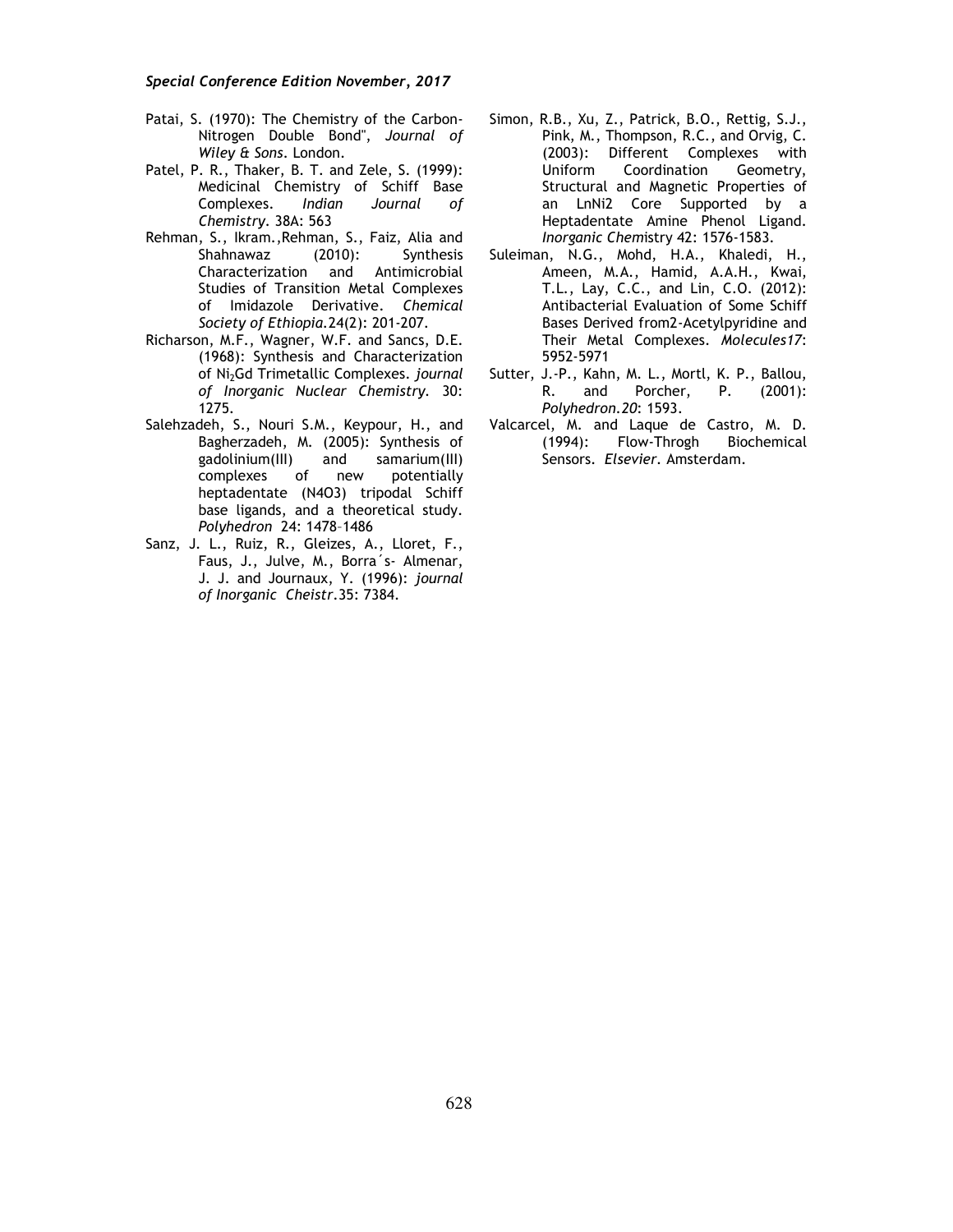Patai, S. (1970): The Chemistry of the Carbon-Nitrogen Double Bond", *Journal of Wiley & Sons*. London.

Patel, P. R., Thaker, B. T. and Zele, S. (1999): Medicinal Chemistry of Schiff Base Complexes. *Indian Journal of Chemistry*. 38A: 563

Rehman, S., Ikram.,Rehman, S., Faiz, Alia and Shahnawaz (2010): Synthesis Characterization and Antimicrobial Studies of Transition Metal Complexes of Imidazole Derivative. *Chemical Society of Ethiopia.*24(2): 201-207.

Richarson, M.F., Wagner, W.F. and Sancs, D.E. (1968): Synthesis and Characterization of $Ni_2Gd$ Trimetallic Complexes. *journal of Inorganic Nuclear Chemistry*. 30: 1275.

Salehzadeh, S., Nouri S.M., Keypour, H., and Bagherzadeh, M. (2005): Synthesis of gadolinium(III) and samarium(III) complexes of new potentially heptadentate (N4O3) tripodal Schiff base ligands, and a theoretical study. *Polyhedron* 24: 1478–1486

Sanz, J. L., Ruiz, R., Gleizes, A., Lloret, F., Faus, J., Julve, M., Borra´s- Almenar, J. J. and Journaux, Y. (1996): *journal of Inorganic Cheistr*.35: 7384.

Simon, R.B., Xu, Z., Patrick, B.O., Rettig, S.J., Pink, M., Thompson, R.C., and Orvig, C. (2003): Different Complexes with Uniform Coordination Geometry, Structural and Magnetic Properties of an LnNi2 Core Supported by a Heptadentate Amine Phenol Ligand. *Inorganic Chem*istry 42: 1576-1583.

Suleiman, N.G., Mohd, H.A., Khaledi, H., Ameen, M.A., Hamid, A.A.H., Kwai, T.L., Lay, C.C., and Lin, C.O. (2012): Antibacterial Evaluation of Some Schiff Bases Derived from2-Acetylpyridine and Their Metal Complexes. *Molecules17*: 5952-5971

Sutter, J.-P., Kahn, M. L., Mortl, K. P., Ballou, R. and Porcher, P. (2001): *Polyhedron.20*: 1593.

Valcarcel, M. and Laque de Castro, M. D. (1994): Flow-Throgh Biochemical Sensors. *Elsevier*. Amsterdam.